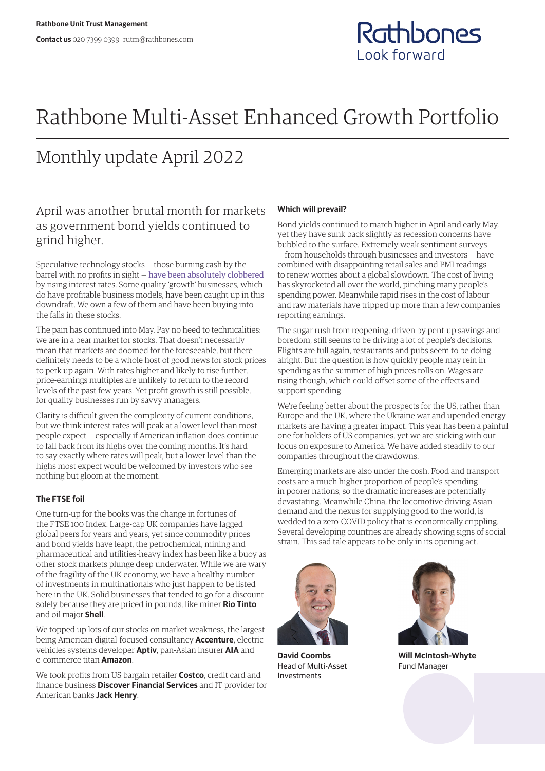**Rathbone Unit Trust Management**

**Contact us** 020 7399 0399 rutm@rathbones.com

Rathbones
Look forward

# Rathbone Multi-Asset Enhanced Growth Portfolio

## Monthly update April 2022

### April was another brutal month for markets as government bond yields continued to grind higher.

Speculative technology stocks – those burning cash by the barrel with no profits in sight – have been absolutely clobbered by rising interest rates. Some quality 'growth' businesses, which do have profitable business models, have been caught up in this downdraft. We own a few of them and have been buying into the falls in these stocks.

The pain has continued into May. Pay no heed to technicalities: we are in a bear market for stocks. That doesn't necessarily mean that markets are doomed for the foreseeable, but there definitely needs to be a whole host of good news for stock prices to perk up again. With rates higher and likely to rise further, price-earnings multiples are unlikely to return to the record levels of the past few years. Yet profit growth is still possible, for quality businesses run by savvy managers.

Clarity is difficult given the complexity of current conditions, but we think interest rates will peak at a lower level than most people expect – especially if American inflation does continue to fall back from its highs over the coming months. It's hard to say exactly where rates will peak, but a lower level than the highs most expect would be welcomed by investors who see nothing but gloom at the moment.

#### The FTSE foil

One turn-up for the books was the change in fortunes of the FTSE 100 Index. Large-cap UK companies have lagged global peers for years and years, yet since commodity prices and bond yields have leapt, the petrochemical, mining and pharmaceutical and utilities-heavy index has been like a buoy as other stock markets plunge deep underwater. While we are wary of the fragility of the UK economy, we have a healthy number of investments in multinationals who just happen to be listed here in the UK. Solid businesses that tended to go for a discount solely because they are priced in pounds, like miner **Rio Tinto** and oil major **Shell**.

We topped up lots of our stocks on market weakness, the largest being American digital-focused consultancy **Accenture**, electric vehicles systems developer **Aptiv**, pan-Asian insurer **AIA** and e-commerce titan **Amazon**.

We took profits from US bargain retailer **Costco**, credit card and finance business **Discover Financial Services** and IT provider for American banks **Jack Henry**.

#### Which will prevail?

Bond yields continued to march higher in April and early May, yet they have sunk back slightly as recession concerns have bubbled to the surface. Extremely weak sentiment surveys – from households through businesses and investors – have combined with disappointing retail sales and PMI readings to renew worries about a global slowdown. The cost of living has skyrocketed all over the world, pinching many people's spending power. Meanwhile rapid rises in the cost of labour and raw materials have tripped up more than a few companies reporting earnings.

The sugar rush from reopening, driven by pent-up savings and boredom, still seems to be driving a lot of people's decisions. Flights are full again, restaurants and pubs seem to be doing alright. But the question is how quickly people may rein in spending as the summer of high prices rolls on. Wages are rising though, which could offset some of the effects and support spending.

We're feeling better about the prospects for the US, rather than Europe and the UK, where the Ukraine war and upended energy markets are having a greater impact. This year has been a painful one for holders of US companies, yet we are sticking with our focus on exposure to America. We have added steadily to our companies throughout the drawdowns.

Emerging markets are also under the cosh. Food and transport costs are a much higher proportion of people's spending in poorer nations, so the dramatic increases are potentially devastating. Meanwhile China, the locomotive driving Asian demand and the nexus for supplying good to the world, is wedded to a zero-COVID policy that is economically crippling. Several developing countries are already showing signs of social strain. This sad tale appears to be only in its opening act.

**David Coombs**
Head of Multi-Asset Investments

**Will McIntosh-Whyte**
Fund Manager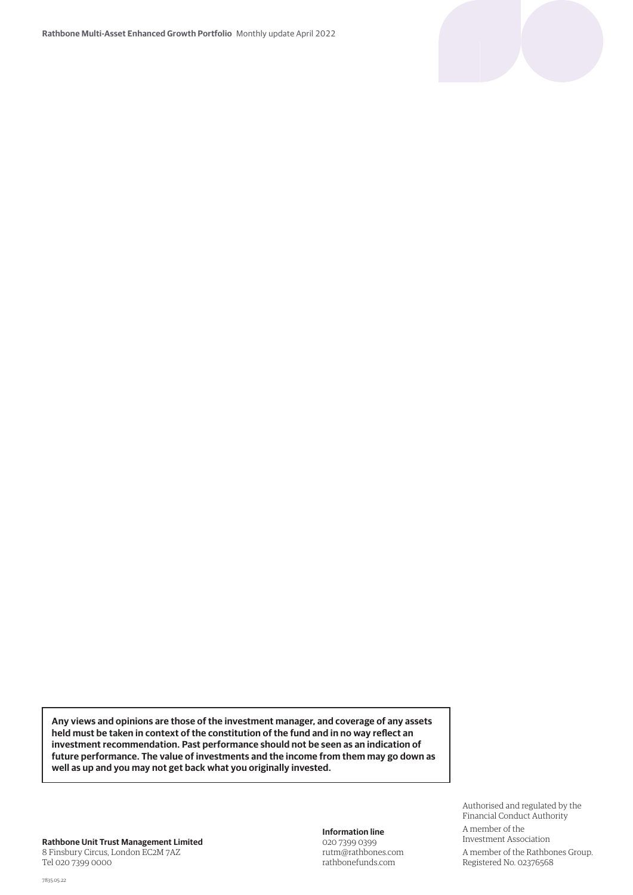**Any views and opinions are those of the investment manager, and coverage of any assets held must be taken in context of the constitution of the fund and in no way reflect an investment recommendation. Past performance should not be seen as an indication of future performance. The value of investments and the income from them may go down as well as up and you may not get back what you originally invested.**

**Rathbone Unit Trust Management Limited**
8 Finsbury Circus, London EC2M 7AZ
Tel 020 7399 0000

**Information line**
020 7399 0399
rutm@rathbones.com
rathbonefunds.com

Authorised and regulated by the Financial Conduct Authority

A member of the Investment Association

A member of the Rathbones Group. Registered No. 02376568

7835.05.22